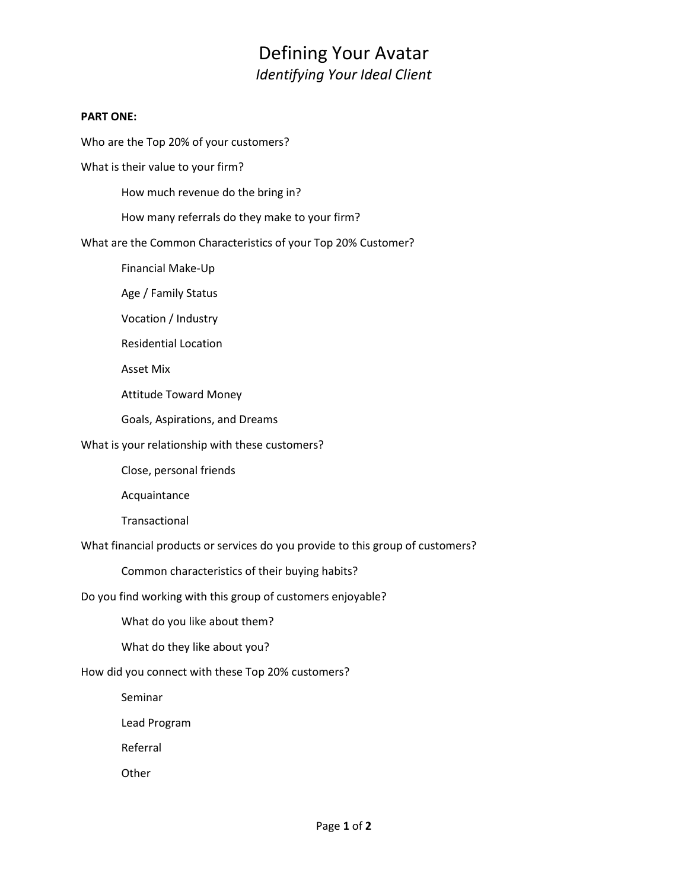# Defining Your Avatar

*Identifying Your Ideal Client*

**PART ONE:**

Who are the Top 20% of your customers?

What is their value to your firm?

- How much revenue do the bring in?
- How many referrals do they make to your firm?

What are the Common Characteristics of your Top 20% Customer?

- Financial Make-Up
- Age / Family Status
- Vocation / Industry
- Residential Location
- Asset Mix
- Attitude Toward Money
- Goals, Aspirations, and Dreams

What is your relationship with these customers?

- Close, personal friends
- Acquaintance
- Transactional

What financial products or services do you provide to this group of customers?

- Common characteristics of their buying habits?

Do you find working with this group of customers enjoyable?

- What do you like about them?
- What do they like about you?

How did you connect with these Top 20% customers?

- Seminar
- Lead Program
- Referral
- Other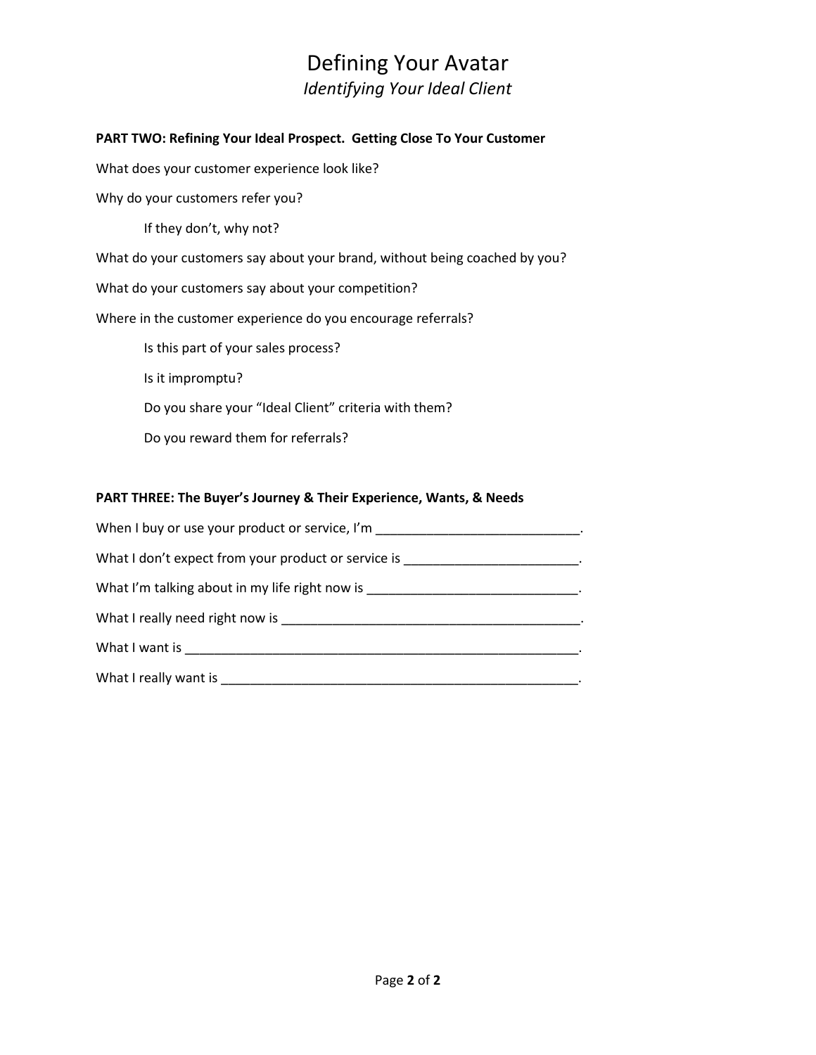# Defining Your Avatar

*Identifying Your Ideal Client*

**PART TWO: Refining Your Ideal Prospect. Getting Close To Your Customer**

What does your customer experience look like?

Why do your customers refer you?

> If they don't, why not?

What do your customers say about your brand, without being coached by you?

What do your customers say about your competition?

Where in the customer experience do you encourage referrals?

> Is this part of your sales process?
>
> Is it impromptu?
>
> Do you share your "Ideal Client" criteria with them?
>
> Do you reward them for referrals?

**PART THREE: The Buyer's Journey & Their Experience, Wants, & Needs**

When I buy or use your product or service, I'm ____________________________.

What I don't expect from your product or service is ________________________.

What I'm talking about in my life right now is _____________________________.

What I really need right now is _________________________________________.

What I want is _______________________________________________________.

What I really want is __________________________________________________.